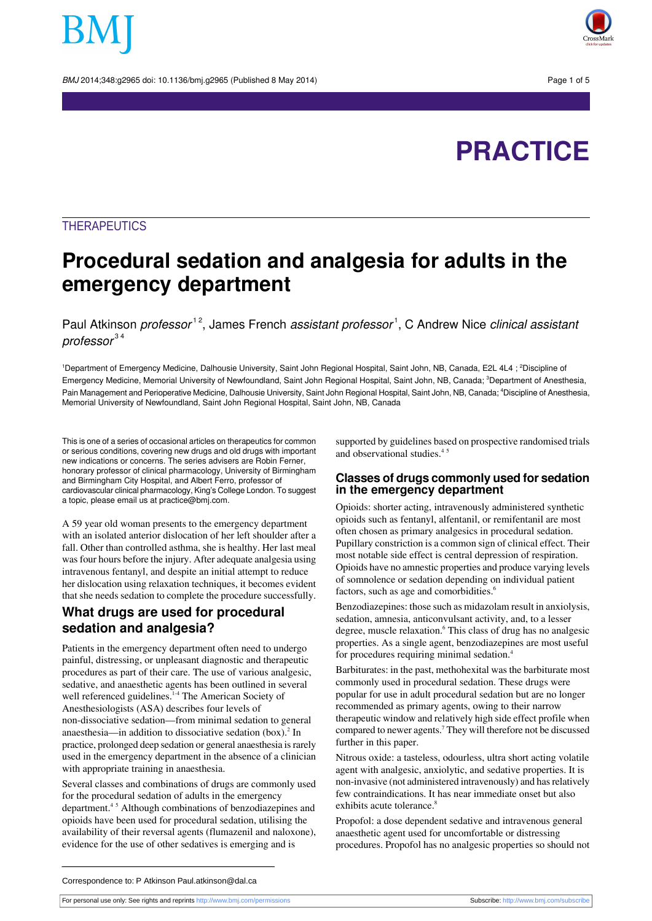PRACTICE

THERAPEUTICS

# Procedural sedation and analgesia for adults in the emergency department

Paul Atkinson *professor*[1,2], James French *assistant professor*[1], C Andrew Nice *clinical assistant professor*[3,4]

[1]Department of Emergency Medicine, Dalhousie University, Saint John Regional Hospital, Saint John, NB, Canada, E2L 4L4 ; [2]Discipline of Emergency Medicine, Memorial University of Newfoundland, Saint John Regional Hospital, Saint John, NB, Canada; [3]Department of Anesthesia, Pain Management and Perioperative Medicine, Dalhousie University, Saint John Regional Hospital, Saint John, NB, Canada; [4]Discipline of Anesthesia, Memorial University of Newfoundland, Saint John Regional Hospital, Saint John, NB, Canada

This is one of a series of occasional articles on therapeutics for common or serious conditions, covering new drugs and old drugs with important new indications or concerns. The series advisers are Robin Ferner, honorary professor of clinical pharmacology, University of Birmingham and Birmingham City Hospital, and Albert Ferro, professor of cardiovascular clinical pharmacology, King's College London. To suggest a topic, please email us at practice@bmj.com.

A 59 year old woman presents to the emergency department with an isolated anterior dislocation of her left shoulder after a fall. Other than controlled asthma, she is healthy. Her last meal was four hours before the injury. After adequate analgesia using intravenous fentanyl, and despite an initial attempt to reduce her dislocation using relaxation techniques, it becomes evident that she needs sedation to complete the procedure successfully.

## What drugs are used for procedural sedation and analgesia?

Patients in the emergency department often need to undergo painful, distressing, or unpleasant diagnostic and therapeutic procedures as part of their care. The use of various analgesic, sedative, and anaesthetic agents has been outlined in several well referenced guidelines.[1-4] The American Society of Anesthesiologists (ASA) describes four levels of non-dissociative sedation—from minimal sedation to general anaesthesia—in addition to dissociative sedation (box).[2] In practice, prolonged deep sedation or general anaesthesia is rarely used in the emergency department in the absence of a clinician with appropriate training in anaesthesia.

Several classes and combinations of drugs are commonly used for the procedural sedation of adults in the emergency department.[4,5] Although combinations of benzodiazepines and opioids have been used for procedural sedation, utilising the availability of their reversal agents (flumazenil and naloxone), evidence for the use of other sedatives is emerging and is supported by guidelines based on prospective randomised trials and observational studies.[4,5]

## Classes of drugs commonly used for sedation in the emergency department

Opioids: shorter acting, intravenously administered synthetic opioids such as fentanyl, alfentanil, or remifentanil are most often chosen as primary analgesics in procedural sedation. Pupillary constriction is a common sign of clinical effect. Their most notable side effect is central depression of respiration. Opioids have no amnestic properties and produce varying levels of somnolence or sedation depending on individual patient factors, such as age and comorbidities.[6]

Benzodiazepines: those such as midazolam result in anxiolysis, sedation, amnesia, anticonvulsant activity, and, to a lesser degree, muscle relaxation.[6] This class of drug has no analgesic properties. As a single agent, benzodiazepines are most useful for procedures requiring minimal sedation.[4]

Barbiturates: in the past, methohexital was the barbiturate most commonly used in procedural sedation. These drugs were popular for use in adult procedural sedation but are no longer recommended as primary agents, owing to their narrow therapeutic window and relatively high side effect profile when compared to newer agents.[7] They will therefore not be discussed further in this paper.

Nitrous oxide: a tasteless, odourless, ultra short acting volatile agent with analgesic, anxiolytic, and sedative properties. It is non-invasive (not administered intravenously) and has relatively few contraindications. It has near immediate onset but also exhibits acute tolerance.[8]

Propofol: a dose dependent sedative and intravenous general anaesthetic agent used for uncomfortable or distressing procedures. Propofol has no analgesic properties so should not

Correspondence to: P Atkinson Paul.atkinson@dal.ca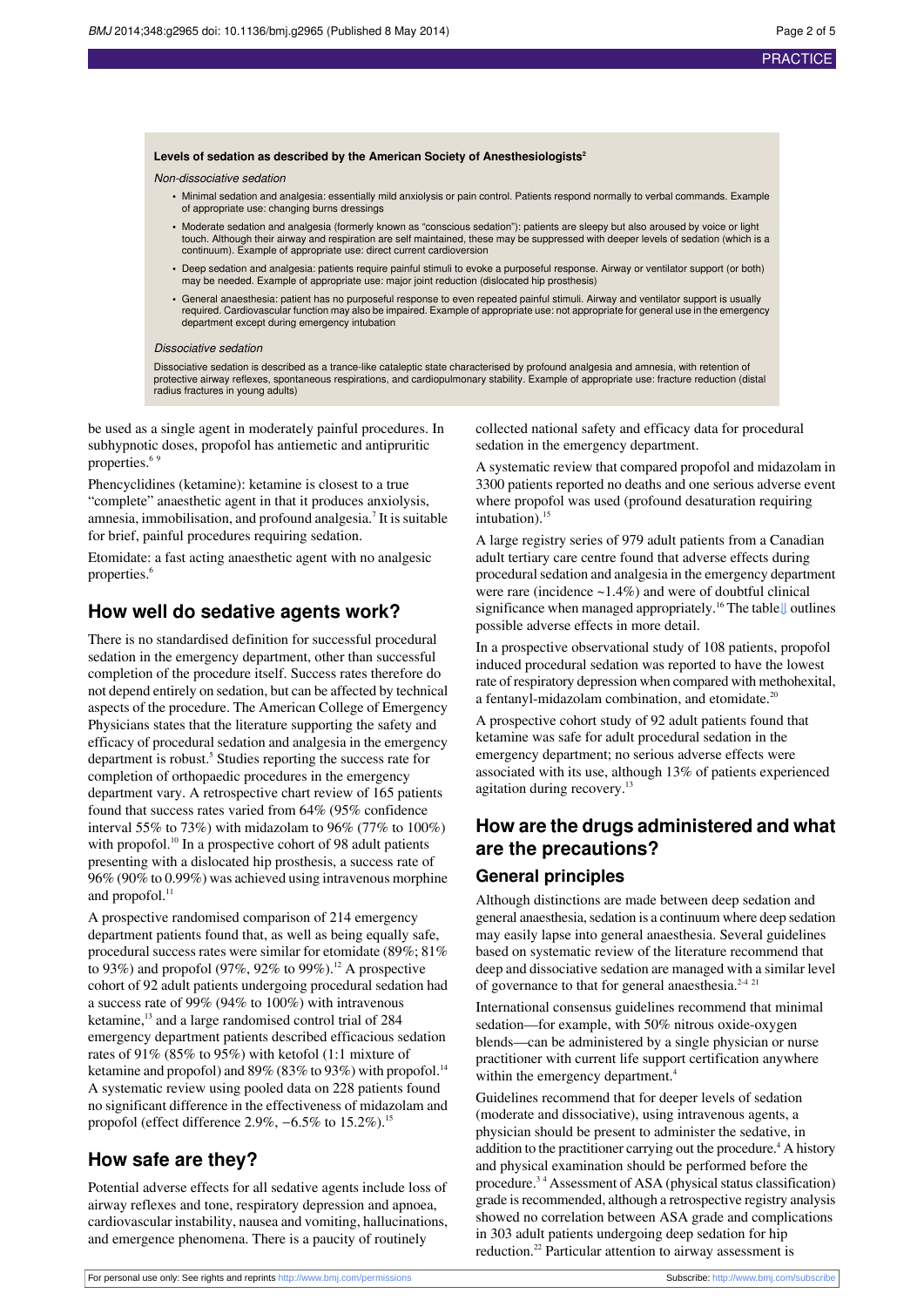**Levels of sedation as described by the American Society of Anesthesiologists**[2]

*Non-dissociative sedation*

- Minimal sedation and analgesia: essentially mild anxiolysis or pain control. Patients respond normally to verbal commands. Example of appropriate use: changing burns dressings
- Moderate sedation and analgesia (formerly known as "conscious sedation"): patients are sleepy but also aroused by voice or light touch. Although their airway and respiration are self maintained, these may be suppressed with deeper levels of sedation (which is a continuum). Example of appropriate use: direct current cardioversion
- Deep sedation and analgesia: patients require painful stimuli to evoke a purposeful response. Airway or ventilator support (or both) may be needed. Example of appropriate use: major joint reduction (dislocated hip prosthesis)
- General anaesthesia: patient has no purposeful response to even repeated painful stimuli. Airway and ventilator support is usually required. Cardiovascular function may also be impaired. Example of appropriate use: not appropriate for general use in the emergency department except during emergency intubation

*Dissociative sedation*

Dissociative sedation is described as a trance-like cataleptic state characterised by profound analgesia and amnesia, with retention of protective airway reflexes, spontaneous respirations, and cardiopulmonary stability. Example of appropriate use: fracture reduction (distal radius fractures in young adults)

be used as a single agent in moderately painful procedures. In subhypnotic doses, propofol has antiemetic and antipruritic properties.[6 9]

Phencyclidines (ketamine): ketamine is closest to a true "complete" anaesthetic agent in that it produces anxiolysis, amnesia, immobilisation, and profound analgesia.[7] It is suitable for brief, painful procedures requiring sedation.

Etomidate: a fast acting anaesthetic agent with no analgesic properties.[6]

## How well do sedative agents work?

There is no standardised definition for successful procedural sedation in the emergency department, other than successful completion of the procedure itself. Success rates therefore do not depend entirely on sedation, but can be affected by technical aspects of the procedure. The American College of Emergency Physicians states that the literature supporting the safety and efficacy of procedural sedation and analgesia in the emergency department is robust.[5] Studies reporting the success rate for completion of orthopaedic procedures in the emergency department vary. A retrospective chart review of 165 patients found that success rates varied from 64% (95% confidence interval 55% to 73%) with midazolam to 96% (77% to 100%) with propofol.[10] In a prospective cohort of 98 adult patients presenting with a dislocated hip prosthesis, a success rate of 96% (90% to 0.99%) was achieved using intravenous morphine and propofol.[11]

A prospective randomised comparison of 214 emergency department patients found that, as well as being equally safe, procedural success rates were similar for etomidate (89%; 81% to 93%) and propofol (97%, 92% to 99%).[12] A prospective cohort of 92 adult patients undergoing procedural sedation had a success rate of 99% (94% to 100%) with intravenous ketamine,[13] and a large randomised control trial of 284 emergency department patients described efficacious sedation rates of 91% (85% to 95%) with ketofol (1:1 mixture of ketamine and propofol) and 89% (83% to 93%) with propofol.[14] A systematic review using pooled data on 228 patients found no significant difference in the effectiveness of midazolam and propofol (effect difference 2.9%, −6.5% to 15.2%).[15]

## How safe are they?

Potential adverse effects for all sedative agents include loss of airway reflexes and tone, respiratory depression and apnoea, cardiovascular instability, nausea and vomiting, hallucinations, and emergence phenomena. There is a paucity of routinely collected national safety and efficacy data for procedural sedation in the emergency department.

A systematic review that compared propofol and midazolam in 3300 patients reported no deaths and one serious adverse event where propofol was used (profound desaturation requiring intubation).[15]

A large registry series of 979 adult patients from a Canadian adult tertiary care centre found that adverse effects during procedural sedation and analgesia in the emergency department were rare (incidence ~1.4%) and were of doubtful clinical significance when managed appropriately.[16] The table⇓ outlines possible adverse effects in more detail.

In a prospective observational study of 108 patients, propofol induced procedural sedation was reported to have the lowest rate of respiratory depression when compared with methohexital, a fentanyl-midazolam combination, and etomidate.[20]

A prospective cohort study of 92 adult patients found that ketamine was safe for adult procedural sedation in the emergency department; no serious adverse effects were associated with its use, although 13% of patients experienced agitation during recovery.[13]

## How are the drugs administered and what are the precautions?

### General principles

Although distinctions are made between deep sedation and general anaesthesia, sedation is a continuum where deep sedation may easily lapse into general anaesthesia. Several guidelines based on systematic review of the literature recommend that deep and dissociative sedation are managed with a similar level of governance to that for general anaesthesia.[2-4 21]

International consensus guidelines recommend that minimal sedation—for example, with 50% nitrous oxide-oxygen blends—can be administered by a single physician or nurse practitioner with current life support certification anywhere within the emergency department.[4]

Guidelines recommend that for deeper levels of sedation (moderate and dissociative), using intravenous agents, a physician should be present to administer the sedative, in addition to the practitioner carrying out the procedure.[4] A history and physical examination should be performed before the procedure.[3 4] Assessment of ASA (physical status classification) grade is recommended, although a retrospective registry analysis showed no correlation between ASA grade and complications in 303 adult patients undergoing deep sedation for hip reduction.[22] Particular attention to airway assessment is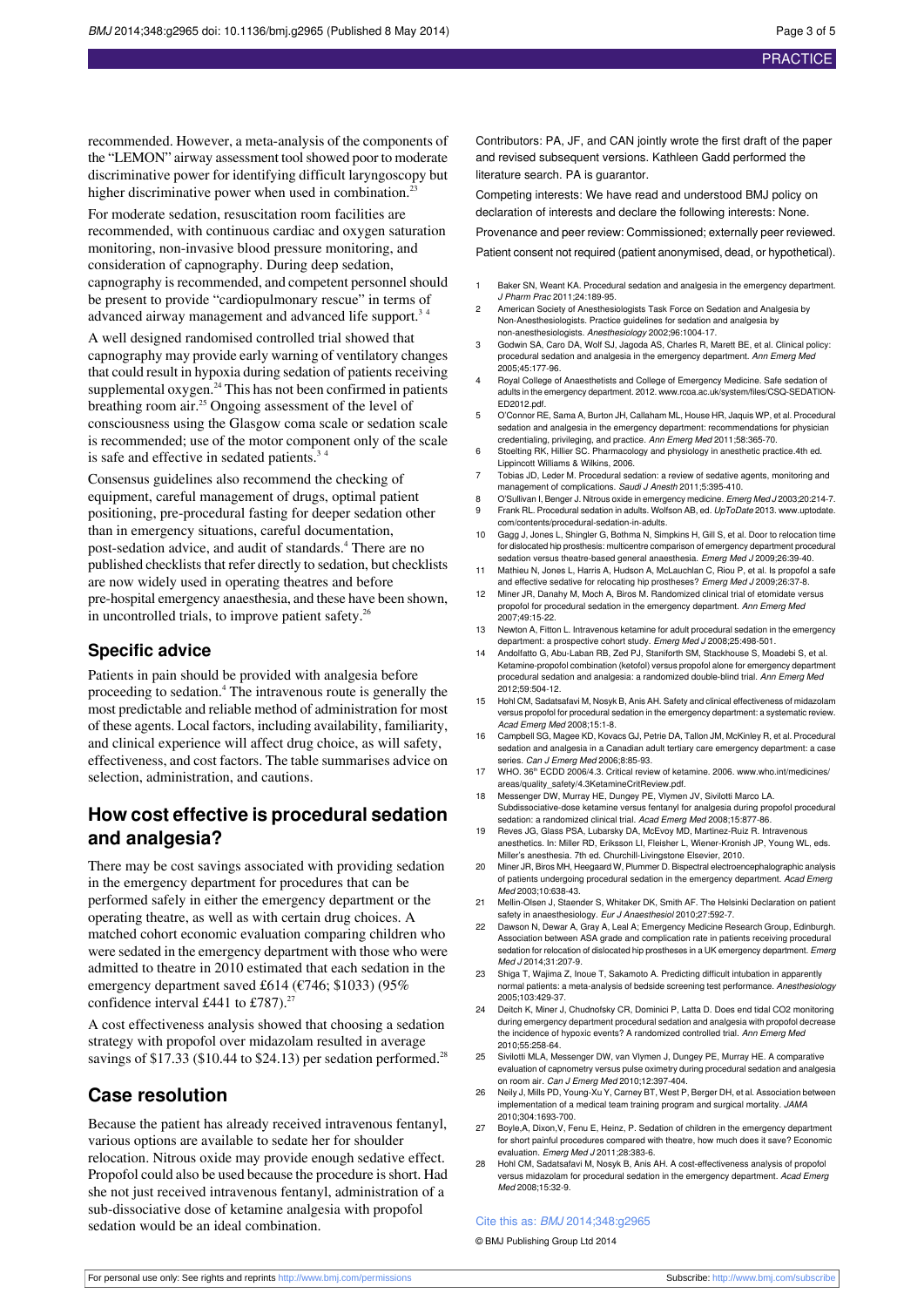recommended. However, a meta-analysis of the components of the "LEMON" airway assessment tool showed poor to moderate discriminative power for identifying difficult laryngoscopy but higher discriminative power when used in combination.[23]

For moderate sedation, resuscitation room facilities are recommended, with continuous cardiac and oxygen saturation monitoring, non-invasive blood pressure monitoring, and consideration of capnography. During deep sedation, capnography is recommended, and competent personnel should be present to provide "cardiopulmonary rescue" in terms of advanced airway management and advanced life support.[3 4]

A well designed randomised controlled trial showed that capnography may provide early warning of ventilatory changes that could result in hypoxia during sedation of patients receiving supplemental oxygen.[24] This has not been confirmed in patients breathing room air.[25] Ongoing assessment of the level of consciousness using the Glasgow coma scale or sedation scale is recommended; use of the motor component only of the scale is safe and effective in sedated patients.[3 4]

Consensus guidelines also recommend the checking of equipment, careful management of drugs, optimal patient positioning, pre-procedural fasting for deeper sedation other than in emergency situations, careful documentation, post-sedation advice, and audit of standards.[4] There are no published checklists that refer directly to sedation, but checklists are now widely used in operating theatres and before pre-hospital emergency anaesthesia, and these have been shown, in uncontrolled trials, to improve patient safety.[26]

### Specific advice

Patients in pain should be provided with analgesia before proceeding to sedation.[4] The intravenous route is generally the most predictable and reliable method of administration for most of these agents. Local factors, including availability, familiarity, and clinical experience will affect drug choice, as will safety, effectiveness, and cost factors. The table summarises advice on selection, administration, and cautions.

## How cost effective is procedural sedation and analgesia?

There may be cost savings associated with providing sedation in the emergency department for procedures that can be performed safely in either the emergency department or the operating theatre, as well as with certain drug choices. A matched cohort economic evaluation comparing children who were sedated in the emergency department with those who were admitted to theatre in 2010 estimated that each sedation in the emergency department saved £614 (€746; $1033) (95% confidence interval £441 to £787).[27]

A cost effectiveness analysis showed that choosing a sedation strategy with propofol over midazolam resulted in average savings of $17.33 ($10.44 to $24.13) per sedation performed.[28]

## Case resolution

Because the patient has already received intravenous fentanyl, various options are available to sedate her for shoulder relocation. Nitrous oxide may provide enough sedative effect. Propofol could also be used because the procedure is short. Had she not just received intravenous fentanyl, administration of a sub-dissociative dose of ketamine analgesia with propofol sedation would be an ideal combination.

Contributors: PA, JF, and CAN jointly wrote the first draft of the paper and revised subsequent versions. Kathleen Gadd performed the literature search. PA is guarantor.

Competing interests: We have read and understood BMJ policy on declaration of interests and declare the following interests: None.

Provenance and peer review: Commissioned; externally peer reviewed.

Patient consent not required (patient anonymised, dead, or hypothetical).

1. Baker SN, Weant KA. Procedural sedation and analgesia in the emergency department. *J Pharm Prac* 2011;24:189-95.
2. American Society of Anesthesiologists Task Force on Sedation and Analgesia by Non-Anesthesiologists. Practice guidelines for sedation and analgesia by non-anesthesiologists. *Anesthesiology* 2002;96:1004-17.
3. Godwin SA, Caro DA, Wolf SJ, Jagoda AS, Charles R, Marett BE, et al. Clinical policy: procedural sedation and analgesia in the emergency department. *Ann Emerg Med* 2005;45:177-96.
4. Royal College of Anaesthetists and College of Emergency Medicine. Safe sedation of adults in the emergency department. 2012. www.rcoa.ac.uk/system/files/CSQ-SEDATION-ED2012.pdf.
5. O'Connor RE, Sama A, Burton JH, Callaham ML, House HR, Jaquis WP, et al. Procedural sedation and analgesia in the emergency department: recommendations for physician credentialing, privileging, and practice. *Ann Emerg Med* 2011;58:365-70.
6. Stoelting RK, Hillier SC. Pharmacology and physiology in anesthetic practice.4th ed. Lippincott Williams & Wilkins, 2006.
7. Tobias JD, Leder M. Procedural sedation: a review of sedative agents, monitoring and management of complications. *Saudi J Anesth* 2011;5:395-410.
8. O'Sullivan I, Benger J. Nitrous oxide in emergency medicine. *Emerg Med J* 2003;20:214-7.
9. Frank RL. Procedural sedation in adults. Wolfson AB, ed. *UpToDate* 2013. www.uptodate.com/contents/procedural-sedation-in-adults.
10. Gagg J, Jones L, Shingler G, Bothma N, Simpkins H, Gill S, et al. Door to relocation time for dislocated hip prosthesis: multicentre comparison of emergency department procedural sedation versus theatre-based general anaesthesia. *Emerg Med J* 2009;26:39-40.
11. Mathieu N, Jones L, Harris A, Hudson A, McLauchlan C, Riou P, et al. Is propofol a safe and effective sedative for relocating hip prostheses? *Emerg Med J* 2009;26:37-8.
12. Miner JR, Danahy M, Moch A, Biros M. Randomized clinical trial of etomidate versus propofol for procedural sedation in the emergency department. *Ann Emerg Med* 2007;49:15-22.
13. Newton A, Fitton L. Intravenous ketamine for adult procedural sedation in the emergency department: a prospective cohort study. *Emerg Med J* 2008;25:498-501.
14. Andolfatto G, Abu-Laban RB, Zed PJ, Staniforth SM, Stackhouse S, Moadebi S, et al. Ketamine-propofol combination (ketofol) versus propofol alone for emergency department procedural sedation and analgesia: a randomized double-blind trial. *Ann Emerg Med* 2012;59:504-12.
15. Hohl CM, Sadatsafavi M, Nosyk B, Anis AH. Safety and clinical effectiveness of midazolam versus propofol for procedural sedation in the emergency department: a systematic review. *Acad Emerg Med* 2008;15:1-8.
16. Campbell SG, Magee KD, Kovacs GJ, Petrie DA, Tallon JM, McKinley R, et al. Procedural sedation and analgesia in a Canadian adult tertiary care emergency department: a case series. *Can J Emerg Med* 2006;8:85-93.
17. WHO. 36th ECDD 2006/4.3. Critical review of ketamine. 2006. www.who.int/medicines/areas/quality_safety/4.3KetamineCritReview.pdf.
18. Messenger DW, Murray HE, Dungey PE, Vlymen JV, Sivilotti Marco LA. Subdissociative-dose ketamine versus fentanyl for analgesia during propofol procedural sedation: a randomized clinical trial. *Acad Emerg Med* 2008;15:877-86.
19. Reves JG, Glass PSA, Lubarsky DA, McEvoy MD, Martinez-Ruiz R. Intravenous anesthetics. In: Miller RD, Eriksson LI, Fleisher L, Wiener-Kronish JP, Young WL, eds. Miller's anesthesia. 7th ed. Churchill-Livingstone Elsevier, 2010.
20. Miner JR, Biros MH, Heegaard W, Plummer D. Bispectral electroencephalographic analysis of patients undergoing procedural sedation in the emergency department. *Acad Emerg Med* 2003;10:638-43.
21. Mellin-Olsen J, Staender S, Whitaker DK, Smith AF. The Helsinki Declaration on patient safety in anaesthesiology. *Eur J Anaesthesiol* 2010;27:592-7.
22. Dawson N, Dewar A, Gray A, Leal A; Emergency Medicine Research Group, Edinburgh. Association between ASA grade and complication rate in patients receiving procedural sedation for relocation of dislocated hip prostheses in a UK emergency department. *Emerg Med J* 2014;31:207-9.
23. Shiga T, Wajima Z, Inoue T, Sakamoto A. Predicting difficult intubation in apparently normal patients: a meta-analysis of bedside screening test performance. *Anesthesiology* 2005;103:429-37.
24. Deitch K, Miner J, Chudnofsky CR, Dominici P, Latta D. Does end tidal CO2 monitoring during emergency department procedural sedation and analgesia with propofol decrease the incidence of hypoxic events? A randomized controlled trial. *Ann Emerg Med* 2010;55:258-64.
25. Sivilotti MLA, Messenger DW, van Vlymen J, Dungey PE, Murray HE. A comparative evaluation of capnometry versus pulse oximetry during procedural sedation and analgesia on room air. *Can J Emerg Med* 2010;12:397-404.
26. Neily J, Mills PD, Young-Xu Y, Carney BT, West P, Berger DH, et al. Association between implementation of a medical team training program and surgical mortality. *JAMA* 2010;304:1693-700.
27. Boyle,A, Dixon,V, Fenu E, Heinz, P. Sedation of children in the emergency department for short painful procedures compared with theatre, how much does it save? Economic evaluation. *Emerg Med J* 2011;28:383-6.
28. Hohl CM, Sadatsafavi M, Nosyk B, Anis AH. A cost-effectiveness analysis of propofol versus midazolam for procedural sedation in the emergency department. *Acad Emerg Med* 2008;15:32-9.

Cite this as: *BMJ* 2014;348:g2965

© BMJ Publishing Group Ltd 2014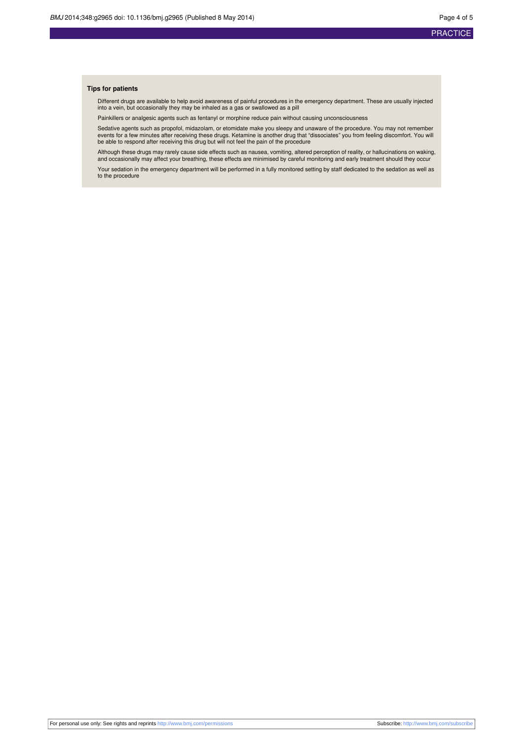### Tips for patients

Different drugs are available to help avoid awareness of painful procedures in the emergency department. These are usually injected into a vein, but occasionally they may be inhaled as a gas or swallowed as a pill

Painkillers or analgesic agents such as fentanyl or morphine reduce pain without causing unconsciousness

Sedative agents such as propofol, midazolam, or etomidate make you sleepy and unaware of the procedure. You may not remember events for a few minutes after receiving these drugs. Ketamine is another drug that "dissociates" you from feeling discomfort. You will be able to respond after receiving this drug but will not feel the pain of the procedure

Although these drugs may rarely cause side effects such as nausea, vomiting, altered perception of reality, or hallucinations on waking, and occasionally may affect your breathing, these effects are minimised by careful monitoring and early treatment should they occur

Your sedation in the emergency department will be performed in a fully monitored setting by staff dedicated to the sedation as well as to the procedure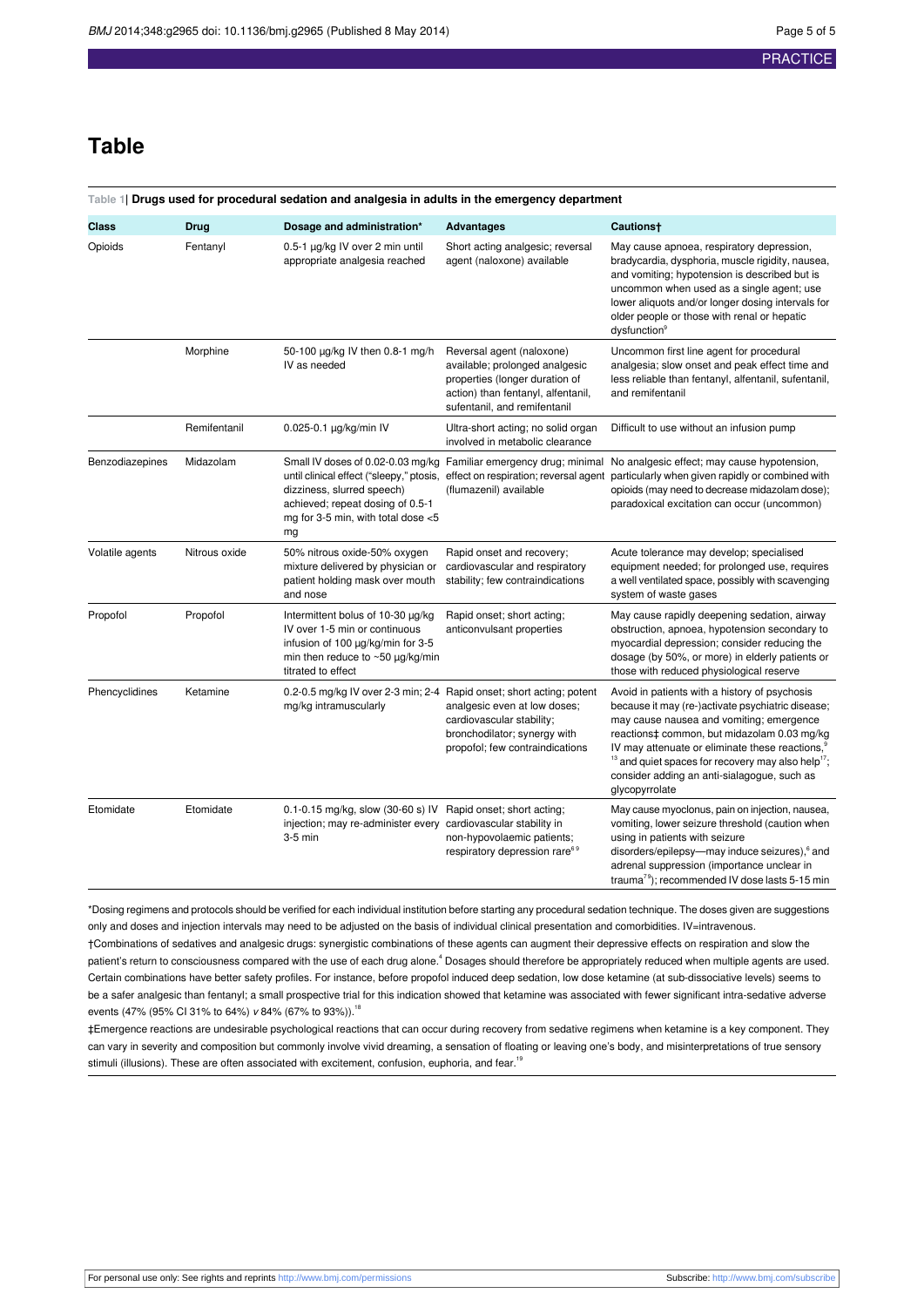# Table

**Table 1| Drugs used for procedural sedation and analgesia in adults in the emergency department**

| Class | Drug | Dosage and administration* | Advantages | Cautions† |
|---|---|---|---|---|
| Opioids | Fentanyl | 0.5-1 µg/kg IV over 2 min until appropriate analgesia reached | Short acting analgesic; reversal agent (naloxone) available | May cause apnoea, respiratory depression, bradycardia, dysphoria, muscle rigidity, nausea, and vomiting; hypotension is described but is uncommon when used as a single agent; use lower aliquots and/or longer dosing intervals for older people or those with renal or hepatic dysfunction[9] |
| | Morphine | 50-100 µg/kg IV then 0.8-1 mg/h IV as needed | Reversal agent (naloxone) available; prolonged analgesic properties (longer duration of action) than fentanyl, alfentanil, sufentanil, and remifentanil | Uncommon first line agent for procedural analgesia; slow onset and peak effect time and less reliable than fentanyl, alfentanil, sufentanil, and remifentanil |
| | Remifentanil | 0.025-0.1 µg/kg/min IV | Ultra-short acting; no solid organ involved in metabolic clearance | Difficult to use without an infusion pump |
| Benzodiazepines | Midazolam | Small IV doses of 0.02-0.03 mg/kg until clinical effect ("sleepy," ptosis, dizziness, slurred speech) achieved; repeat dosing of 0.5-1 mg for 3-5 min, with total dose <5 mg | Familiar emergency drug; minimal effect on respiration; reversal agent (flumazenil) available | No analgesic effect; may cause hypotension, particularly when given rapidly or combined with opioids (may need to decrease midazolam dose); paradoxical excitation can occur (uncommon) |
| Volatile agents | Nitrous oxide | 50% nitrous oxide-50% oxygen mixture delivered by physician or patient holding mask over mouth and nose | Rapid onset and recovery; cardiovascular and respiratory stability; few contraindications | Acute tolerance may develop; specialised equipment needed; for prolonged use, requires a well ventilated space, possibly with scavenging system of waste gases |
| Propofol | Propofol | Intermittent bolus of 10-30 µg/kg IV over 1-5 min or continuous infusion of 100 µg/kg/min for 3-5 min then reduce to ~50 µg/kg/min titrated to effect | Rapid onset; short acting; anticonvulsant properties | May cause rapidly deepening sedation, airway obstruction, apnoea, hypotension secondary to myocardial depression; consider reducing the dosage (by 50%, or more) in elderly patients or those with reduced physiological reserve |
| Phencyclidines | Ketamine | 0.2-0.5 mg/kg IV over 2-3 min; 2-4 mg/kg intramuscularly | Rapid onset; short acting; potent analgesic even at low doses; cardiovascular stability; bronchodilator; synergy with propofol; few contraindications | Avoid in patients with a history of psychosis because it may (re-)activate psychiatric disease; may cause nausea and vomiting; emergence reactions‡ common, but midazolam 0.03 mg/kg IV may attenuate or eliminate these reactions,[9,13] and quiet spaces for recovery may also help[17]; consider adding an anti-sialagogue, such as glycopyrrolate |
| Etomidate | Etomidate | 0.1-0.15 mg/kg, slow (30-60 s) IV injection; may re-administer every 3-5 min | Rapid onset; short acting; cardiovascular stability in non-hypovolaemic patients; respiratory depression rare[6,9] | May cause myoclonus, pain on injection, nausea, vomiting, lower seizure threshold (caution when using in patients with seizure disorders/epilepsy—may induce seizures),[6] and adrenal suppression (importance unclear in trauma[7,9]); recommended IV dose lasts 5-15 min |

*Dosing regimens and protocols should be verified for each individual institution before starting any procedural sedation technique. The doses given are suggestions only and doses and injection intervals may need to be adjusted on the basis of individual clinical presentation and comorbidities. IV=intravenous.

†Combinations of sedatives and analgesic drugs: synergistic combinations of these agents can augment their depressive effects on respiration and slow the patient's return to consciousness compared with the use of each drug alone.[4] Dosages should therefore be appropriately reduced when multiple agents are used. Certain combinations have better safety profiles. For instance, before propofol induced deep sedation, low dose ketamine (at sub-dissociative levels) seems to be a safer analgesic than fentanyl; a small prospective trial for this indication showed that ketamine was associated with fewer significant intra-sedative adverse events (47% (95% CI 31% to 64%) *v* 84% (67% to 93%)).[18]

‡Emergence reactions are undesirable psychological reactions that can occur during recovery from sedative regimens when ketamine is a key component. They can vary in severity and composition but commonly involve vivid dreaming, a sensation of floating or leaving one's body, and misinterpretations of true sensory stimuli (illusions). These are often associated with excitement, confusion, euphoria, and fear.[19]